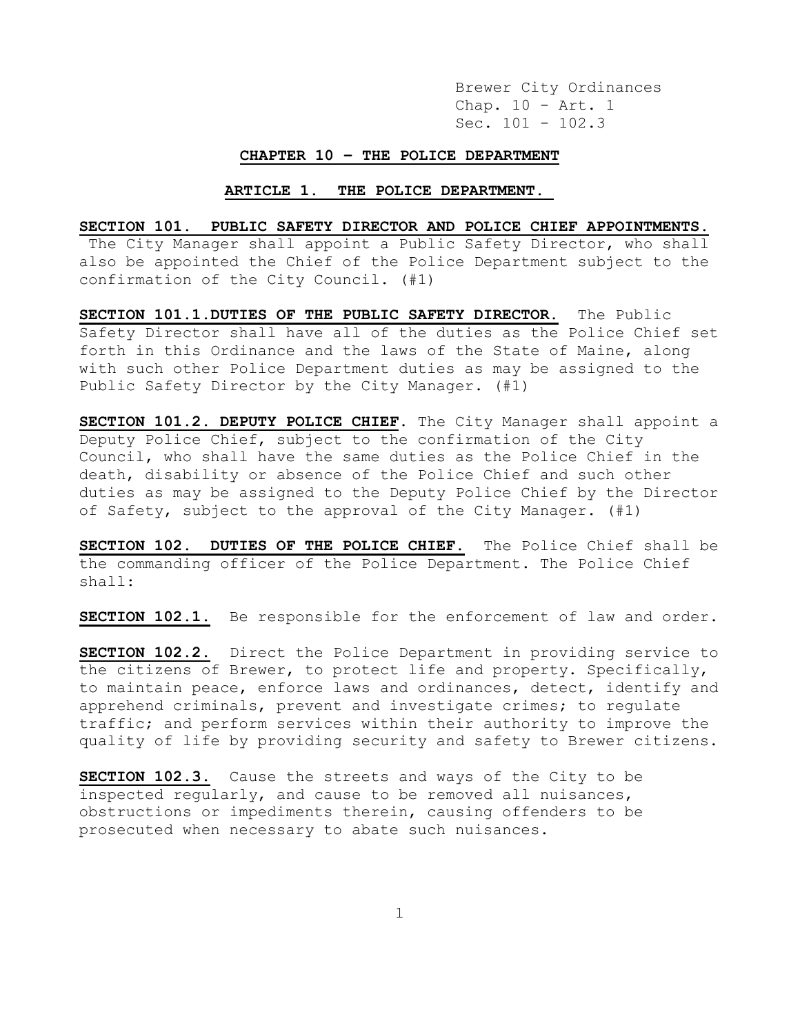Brewer City Ordinances
Chap. 10 - Art. 1
Sec. 101 - 102.3

## CHAPTER 10 – THE POLICE DEPARTMENT

### ARTICLE 1. THE POLICE DEPARTMENT.

**SECTION 101. PUBLIC SAFETY DIRECTOR AND POLICE CHIEF APPOINTMENTS.** The City Manager shall appoint a Public Safety Director, who shall also be appointed the Chief of the Police Department subject to the confirmation of the City Council. (#1)

**SECTION 101.1. DUTIES OF THE PUBLIC SAFETY DIRECTOR.** The Public Safety Director shall have all of the duties as the Police Chief set forth in this Ordinance and the laws of the State of Maine, along with such other Police Department duties as may be assigned to the Public Safety Director by the City Manager. (#1)

**SECTION 101.2. DEPUTY POLICE CHIEF.** The City Manager shall appoint a Deputy Police Chief, subject to the confirmation of the City Council, who shall have the same duties as the Police Chief in the death, disability or absence of the Police Chief and such other duties as may be assigned to the Deputy Police Chief by the Director of Safety, subject to the approval of the City Manager. (#1)

**SECTION 102. DUTIES OF THE POLICE CHIEF.** The Police Chief shall be the commanding officer of the Police Department. The Police Chief shall:

**SECTION 102.1.** Be responsible for the enforcement of law and order.

**SECTION 102.2.** Direct the Police Department in providing service to the citizens of Brewer, to protect life and property. Specifically, to maintain peace, enforce laws and ordinances, detect, identify and apprehend criminals, prevent and investigate crimes; to regulate traffic; and perform services within their authority to improve the quality of life by providing security and safety to Brewer citizens.

**SECTION 102.3.** Cause the streets and ways of the City to be inspected regularly, and cause to be removed all nuisances, obstructions or impediments therein, causing offenders to be prosecuted when necessary to abate such nuisances.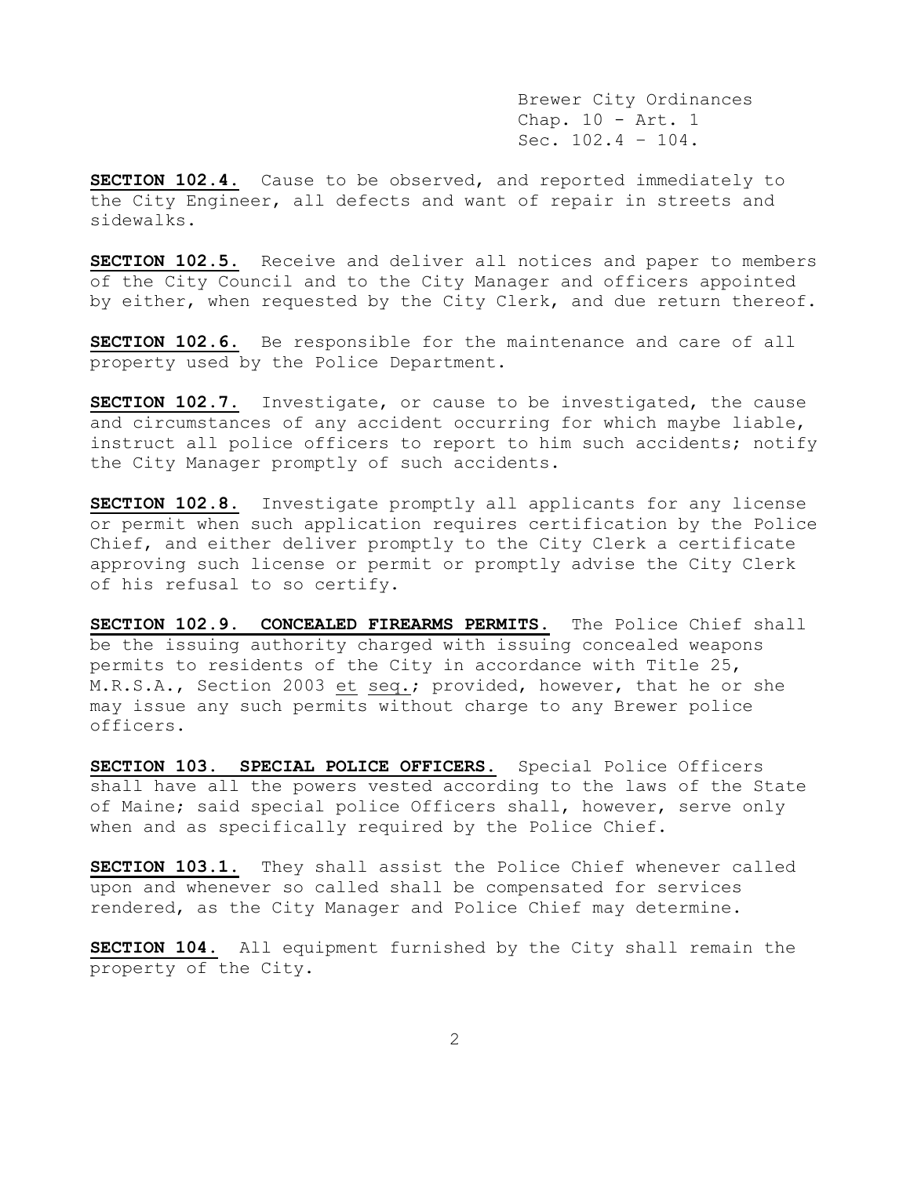**SECTION 102.4.** Cause to be observed, and reported immediately to the City Engineer, all defects and want of repair in streets and sidewalks.

**SECTION 102.5.** Receive and deliver all notices and paper to members of the City Council and to the City Manager and officers appointed by either, when requested by the City Clerk, and due return thereof.

**SECTION 102.6.** Be responsible for the maintenance and care of all property used by the Police Department.

**SECTION 102.7.** Investigate, or cause to be investigated, the cause and circumstances of any accident occurring for which maybe liable, instruct all police officers to report to him such accidents; notify the City Manager promptly of such accidents.

**SECTION 102.8.** Investigate promptly all applicants for any license or permit when such application requires certification by the Police Chief, and either deliver promptly to the City Clerk a certificate approving such license or permit or promptly advise the City Clerk of his refusal to so certify.

**SECTION 102.9. CONCEALED FIREARMS PERMITS.** The Police Chief shall be the issuing authority charged with issuing concealed weapons permits to residents of the City in accordance with Title 25, M.R.S.A., Section 2003 et seq.; provided, however, that he or she may issue any such permits without charge to any Brewer police officers.

**SECTION 103. SPECIAL POLICE OFFICERS.** Special Police Officers shall have all the powers vested according to the laws of the State of Maine; said special police Officers shall, however, serve only when and as specifically required by the Police Chief.

**SECTION 103.1.** They shall assist the Police Chief whenever called upon and whenever so called shall be compensated for services rendered, as the City Manager and Police Chief may determine.

**SECTION 104.** All equipment furnished by the City shall remain the property of the City.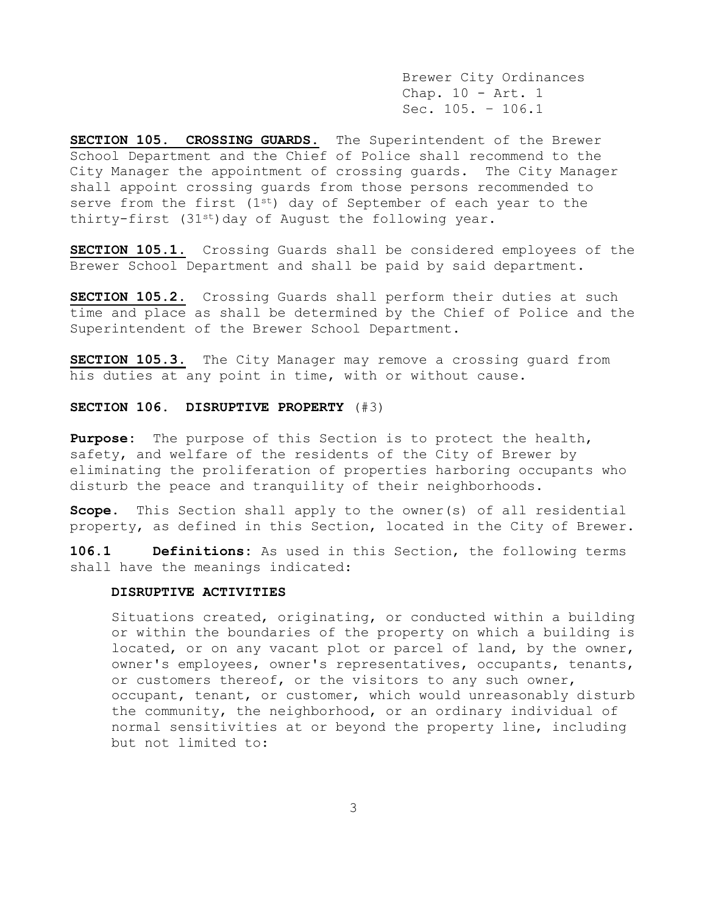**SECTION 105. CROSSING GUARDS.** The Superintendent of the Brewer School Department and the Chief of Police shall recommend to the City Manager the appointment of crossing guards. The City Manager shall appoint crossing guards from those persons recommended to serve from the first (1st) day of September of each year to the thirty-first (31st) day of August the following year.

**SECTION 105.1.** Crossing Guards shall be considered employees of the Brewer School Department and shall be paid by said department.

**SECTION 105.2.** Crossing Guards shall perform their duties at such time and place as shall be determined by the Chief of Police and the Superintendent of the Brewer School Department.

**SECTION 105.3.** The City Manager may remove a crossing guard from his duties at any point in time, with or without cause.

**SECTION 106. DISRUPTIVE PROPERTY** (#3)

**Purpose:** The purpose of this Section is to protect the health, safety, and welfare of the residents of the City of Brewer by eliminating the proliferation of properties harboring occupants who disturb the peace and tranquility of their neighborhoods.

**Scope.** This Section shall apply to the owner(s) of all residential property, as defined in this Section, located in the City of Brewer.

**106.1 Definitions:** As used in this Section, the following terms shall have the meanings indicated:

**DISRUPTIVE ACTIVITIES**

Situations created, originating, or conducted within a building or within the boundaries of the property on which a building is located, or on any vacant plot or parcel of land, by the owner, owner's employees, owner's representatives, occupants, tenants, or customers thereof, or the visitors to any such owner, occupant, tenant, or customer, which would unreasonably disturb the community, the neighborhood, or an ordinary individual of normal sensitivities at or beyond the property line, including but not limited to: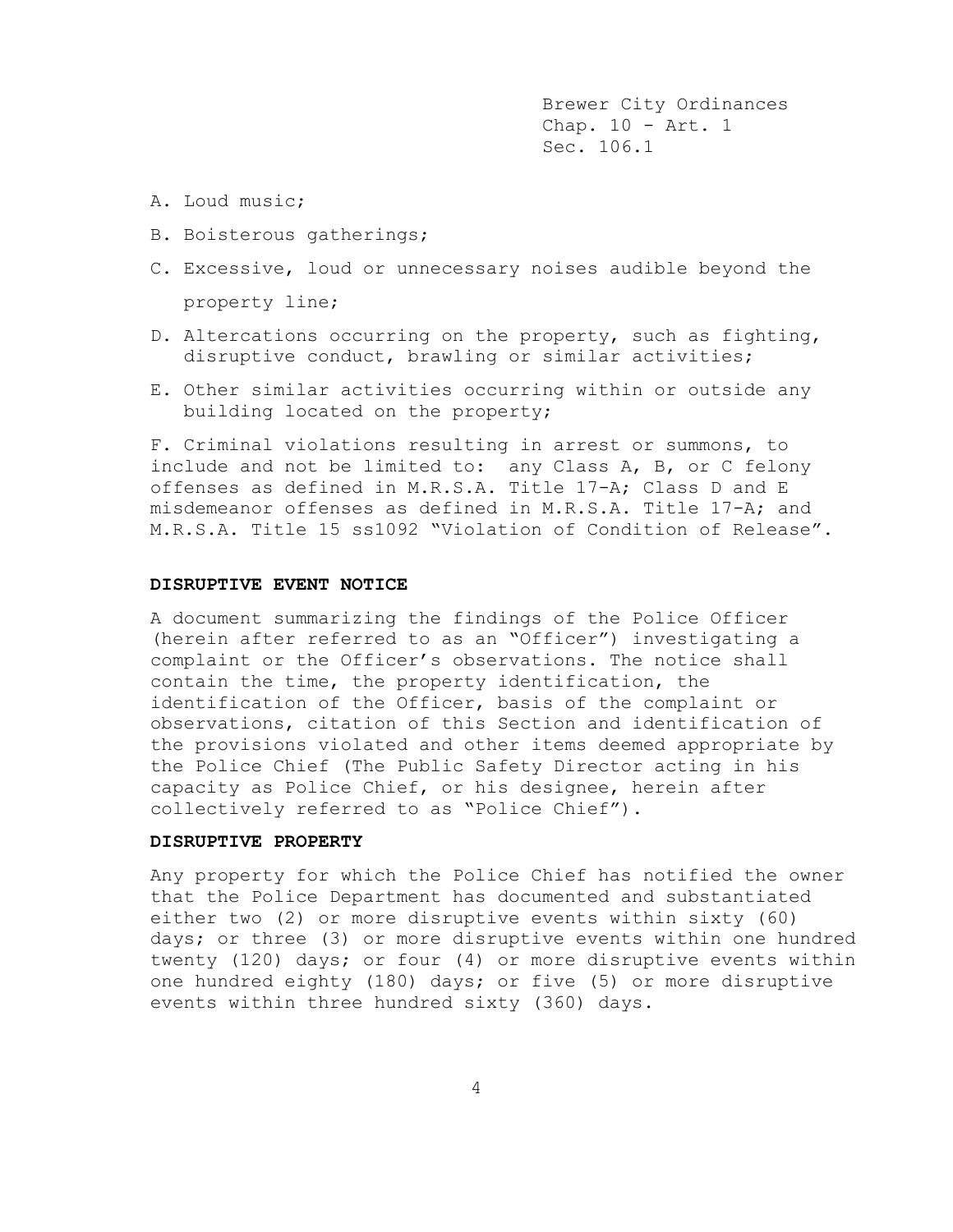A. Loud music;

B. Boisterous gatherings;

C. Excessive, loud or unnecessary noises audible beyond the property line;

D. Altercations occurring on the property, such as fighting, disruptive conduct, brawling or similar activities;

E. Other similar activities occurring within or outside any building located on the property;

F. Criminal violations resulting in arrest or summons, to include and not be limited to: any Class A, B, or C felony offenses as defined in M.R.S.A. Title 17-A; Class D and E misdemeanor offenses as defined in M.R.S.A. Title 17-A; and M.R.S.A. Title 15 ss1092 "Violation of Condition of Release".

**DISRUPTIVE EVENT NOTICE**

A document summarizing the findings of the Police Officer (herein after referred to as an "Officer") investigating a complaint or the Officer's observations. The notice shall contain the time, the property identification, the identification of the Officer, basis of the complaint or observations, citation of this Section and identification of the provisions violated and other items deemed appropriate by the Police Chief (The Public Safety Director acting in his capacity as Police Chief, or his designee, herein after collectively referred to as "Police Chief").

**DISRUPTIVE PROPERTY**

Any property for which the Police Chief has notified the owner that the Police Department has documented and substantiated either two (2) or more disruptive events within sixty (60) days; or three (3) or more disruptive events within one hundred twenty (120) days; or four (4) or more disruptive events within one hundred eighty (180) days; or five (5) or more disruptive events within three hundred sixty (360) days.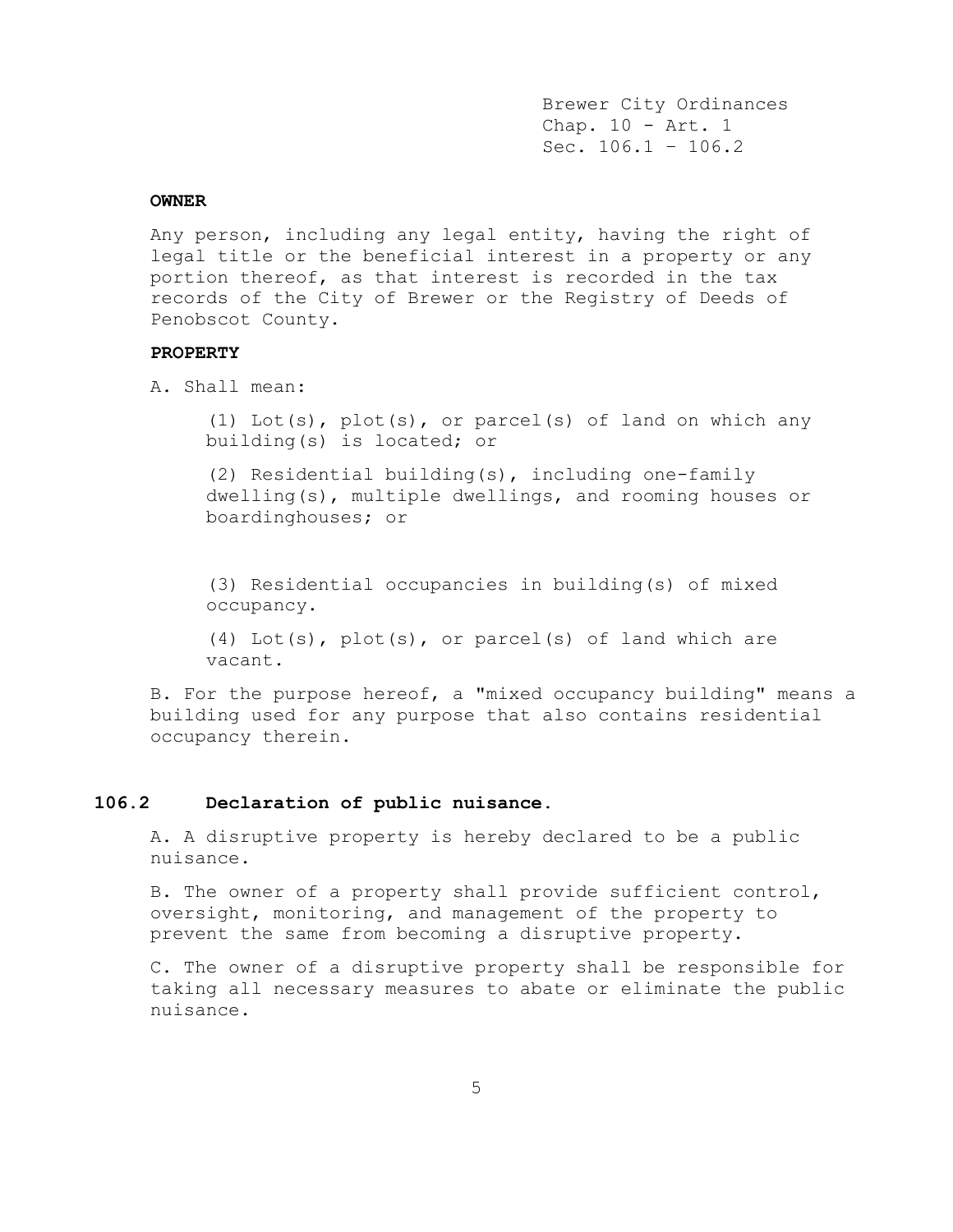**OWNER**

Any person, including any legal entity, having the right of legal title or the beneficial interest in a property or any portion thereof, as that interest is recorded in the tax records of the City of Brewer or the Registry of Deeds of Penobscot County.

**PROPERTY**

A. Shall mean:

(1) Lot(s), plot(s), or parcel(s) of land on which any building(s) is located; or

(2) Residential building(s), including one-family dwelling(s), multiple dwellings, and rooming houses or boardinghouses; or

(3) Residential occupancies in building(s) of mixed occupancy.

(4) Lot(s), plot(s), or parcel(s) of land which are vacant.

B. For the purpose hereof, a "mixed occupancy building" means a building used for any purpose that also contains residential occupancy therein.

## 106.2 Declaration of public nuisance.

A. A disruptive property is hereby declared to be a public nuisance.

B. The owner of a property shall provide sufficient control, oversight, monitoring, and management of the property to prevent the same from becoming a disruptive property.

C. The owner of a disruptive property shall be responsible for taking all necessary measures to abate or eliminate the public nuisance.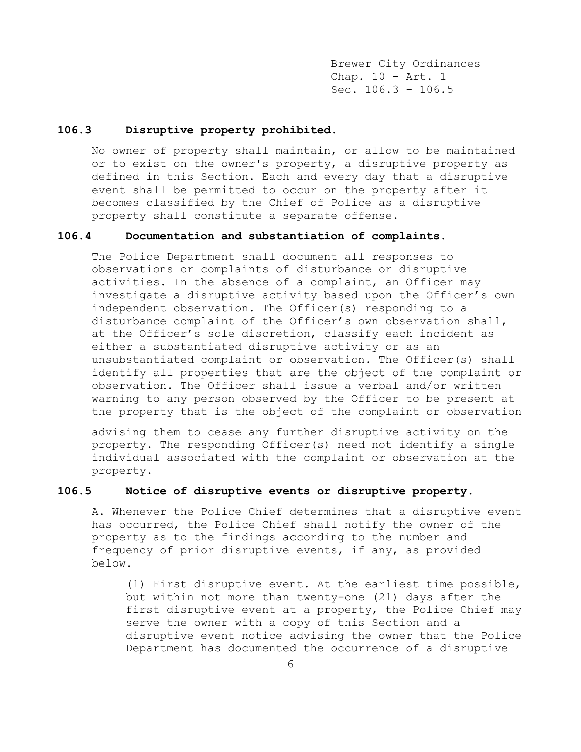### 106.3 Disruptive property prohibited.

No owner of property shall maintain, or allow to be maintained or to exist on the owner's property, a disruptive property as defined in this Section. Each and every day that a disruptive event shall be permitted to occur on the property after it becomes classified by the Chief of Police as a disruptive property shall constitute a separate offense.

### 106.4 Documentation and substantiation of complaints.

The Police Department shall document all responses to observations or complaints of disturbance or disruptive activities. In the absence of a complaint, an Officer may investigate a disruptive activity based upon the Officer's own independent observation. The Officer(s) responding to a disturbance complaint of the Officer's own observation shall, at the Officer's sole discretion, classify each incident as either a substantiated disruptive activity or as an unsubstantiated complaint or observation. The Officer(s) shall identify all properties that are the object of the complaint or observation. The Officer shall issue a verbal and/or written warning to any person observed by the Officer to be present at the property that is the object of the complaint or observation advising them to cease any further disruptive activity on the property. The responding Officer(s) need not identify a single individual associated with the complaint or observation at the property.

### 106.5 Notice of disruptive events or disruptive property.

A. Whenever the Police Chief determines that a disruptive event has occurred, the Police Chief shall notify the owner of the property as to the findings according to the number and frequency of prior disruptive events, if any, as provided below.

(1) First disruptive event. At the earliest time possible, but within not more than twenty-one (21) days after the first disruptive event at a property, the Police Chief may serve the owner with a copy of this Section and a disruptive event notice advising the owner that the Police Department has documented the occurrence of a disruptive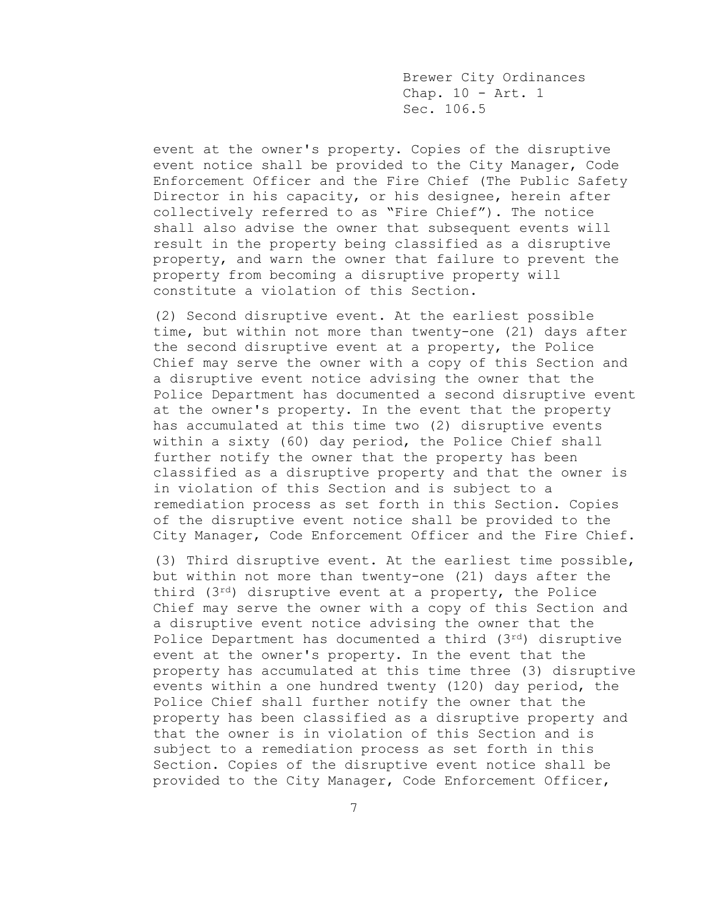event at the owner's property. Copies of the disruptive event notice shall be provided to the City Manager, Code Enforcement Officer and the Fire Chief (The Public Safety Director in his capacity, or his designee, herein after collectively referred to as "Fire Chief"). The notice shall also advise the owner that subsequent events will result in the property being classified as a disruptive property, and warn the owner that failure to prevent the property from becoming a disruptive property will constitute a violation of this Section.

(2) Second disruptive event. At the earliest possible time, but within not more than twenty-one (21) days after the second disruptive event at a property, the Police Chief may serve the owner with a copy of this Section and a disruptive event notice advising the owner that the Police Department has documented a second disruptive event at the owner's property. In the event that the property has accumulated at this time two (2) disruptive events within a sixty (60) day period, the Police Chief shall further notify the owner that the property has been classified as a disruptive property and that the owner is in violation of this Section and is subject to a remediation process as set forth in this Section. Copies of the disruptive event notice shall be provided to the City Manager, Code Enforcement Officer and the Fire Chief.

(3) Third disruptive event. At the earliest time possible, but within not more than twenty-one (21) days after the third (3rd) disruptive event at a property, the Police Chief may serve the owner with a copy of this Section and a disruptive event notice advising the owner that the Police Department has documented a third (3rd) disruptive event at the owner's property. In the event that the property has accumulated at this time three (3) disruptive events within a one hundred twenty (120) day period, the Police Chief shall further notify the owner that the property has been classified as a disruptive property and that the owner is in violation of this Section and is subject to a remediation process as set forth in this Section. Copies of the disruptive event notice shall be provided to the City Manager, Code Enforcement Officer,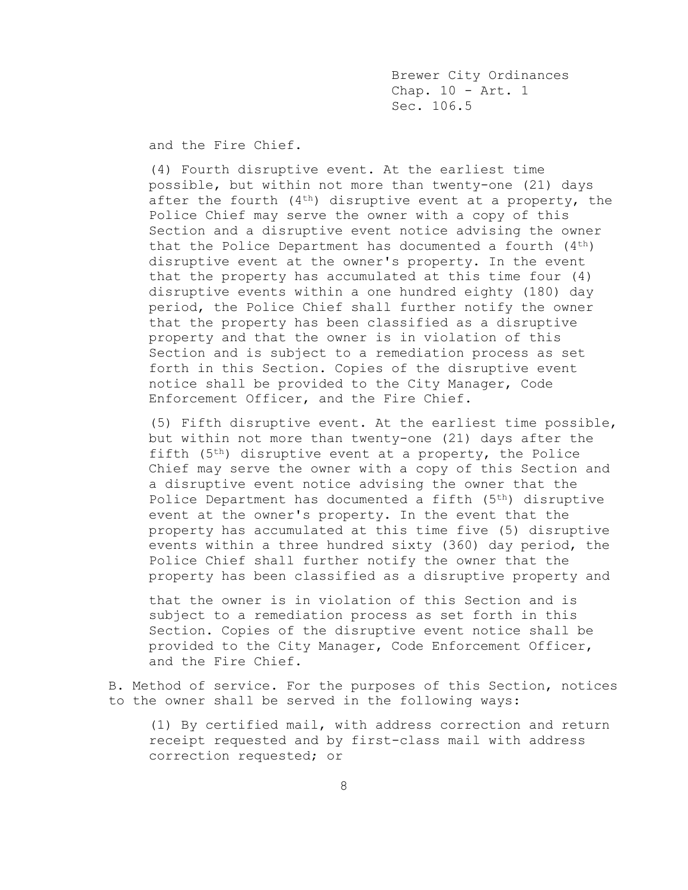and the Fire Chief.

(4) Fourth disruptive event. At the earliest time possible, but within not more than twenty-one (21) days after the fourth (4th) disruptive event at a property, the Police Chief may serve the owner with a copy of this Section and a disruptive event notice advising the owner that the Police Department has documented a fourth (4th) disruptive event at the owner's property. In the event that the property has accumulated at this time four (4) disruptive events within a one hundred eighty (180) day period, the Police Chief shall further notify the owner that the property has been classified as a disruptive property and that the owner is in violation of this Section and is subject to a remediation process as set forth in this Section. Copies of the disruptive event notice shall be provided to the City Manager, Code Enforcement Officer, and the Fire Chief.

(5) Fifth disruptive event. At the earliest time possible, but within not more than twenty-one (21) days after the fifth (5th) disruptive event at a property, the Police Chief may serve the owner with a copy of this Section and a disruptive event notice advising the owner that the Police Department has documented a fifth (5th) disruptive event at the owner's property. In the event that the property has accumulated at this time five (5) disruptive events within a three hundred sixty (360) day period, the Police Chief shall further notify the owner that the property has been classified as a disruptive property and that the owner is in violation of this Section and is subject to a remediation process as set forth in this Section. Copies of the disruptive event notice shall be provided to the City Manager, Code Enforcement Officer, and the Fire Chief.

B. Method of service. For the purposes of this Section, notices to the owner shall be served in the following ways:

(1) By certified mail, with address correction and return receipt requested and by first-class mail with address correction requested; or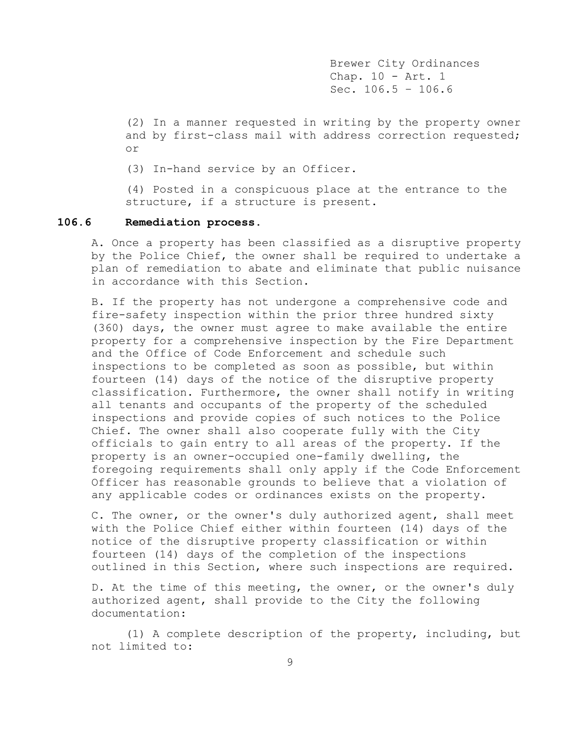(2) In a manner requested in writing by the property owner and by first-class mail with address correction requested; or

(3) In-hand service by an Officer.

(4) Posted in a conspicuous place at the entrance to the structure, if a structure is present.

### 106.6 Remediation process.

A. Once a property has been classified as a disruptive property by the Police Chief, the owner shall be required to undertake a plan of remediation to abate and eliminate that public nuisance in accordance with this Section.

B. If the property has not undergone a comprehensive code and fire-safety inspection within the prior three hundred sixty (360) days, the owner must agree to make available the entire property for a comprehensive inspection by the Fire Department and the Office of Code Enforcement and schedule such inspections to be completed as soon as possible, but within fourteen (14) days of the notice of the disruptive property classification. Furthermore, the owner shall notify in writing all tenants and occupants of the property of the scheduled inspections and provide copies of such notices to the Police Chief. The owner shall also cooperate fully with the City officials to gain entry to all areas of the property. If the property is an owner-occupied one-family dwelling, the foregoing requirements shall only apply if the Code Enforcement Officer has reasonable grounds to believe that a violation of any applicable codes or ordinances exists on the property.

C. The owner, or the owner's duly authorized agent, shall meet with the Police Chief either within fourteen (14) days of the notice of the disruptive property classification or within fourteen (14) days of the completion of the inspections outlined in this Section, where such inspections are required.

D. At the time of this meeting, the owner, or the owner's duly authorized agent, shall provide to the City the following documentation:

(1) A complete description of the property, including, but not limited to: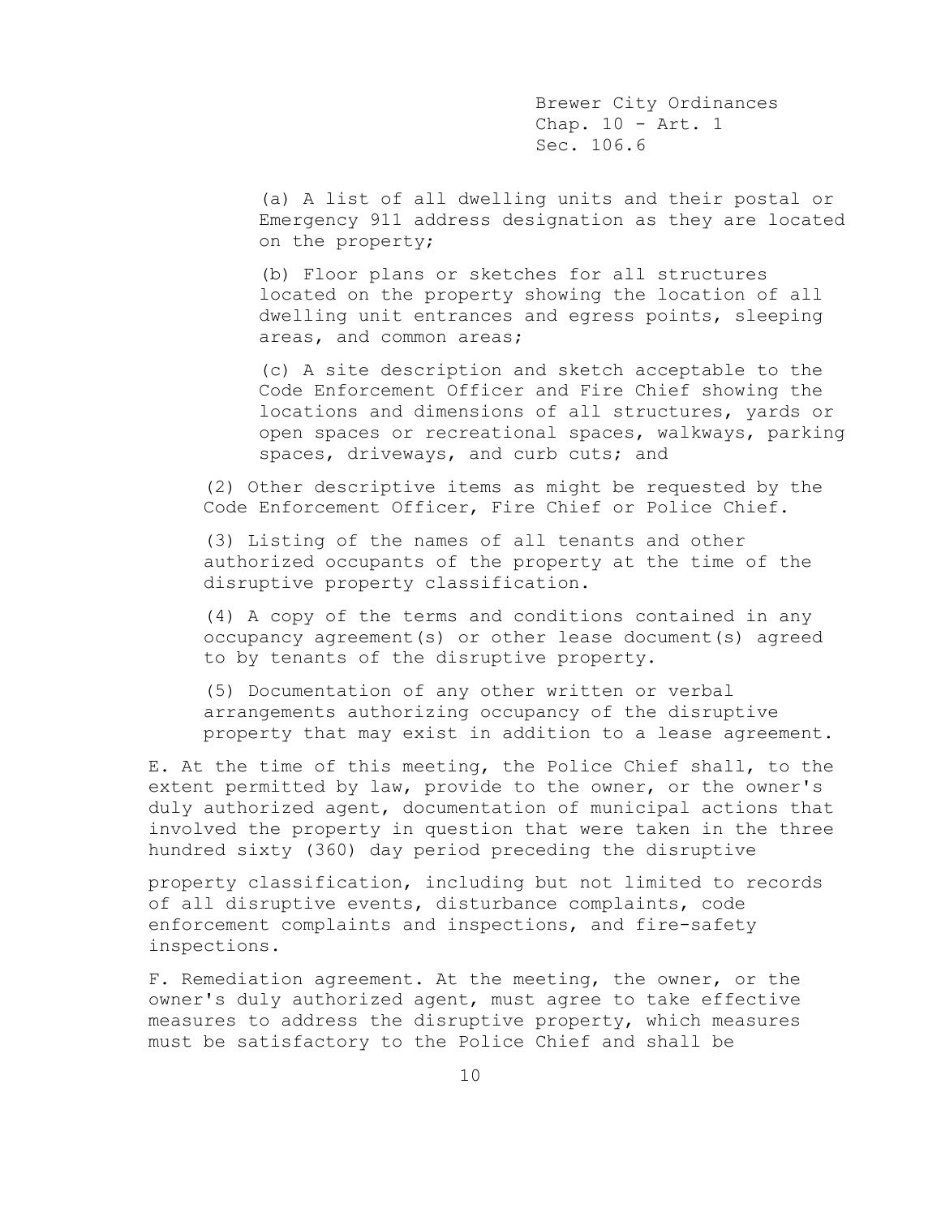(a) A list of all dwelling units and their postal or Emergency 911 address designation as they are located on the property;

(b) Floor plans or sketches for all structures located on the property showing the location of all dwelling unit entrances and egress points, sleeping areas, and common areas;

(c) A site description and sketch acceptable to the Code Enforcement Officer and Fire Chief showing the locations and dimensions of all structures, yards or open spaces or recreational spaces, walkways, parking spaces, driveways, and curb cuts; and

(2) Other descriptive items as might be requested by the Code Enforcement Officer, Fire Chief or Police Chief.

(3) Listing of the names of all tenants and other authorized occupants of the property at the time of the disruptive property classification.

(4) A copy of the terms and conditions contained in any occupancy agreement(s) or other lease document(s) agreed to by tenants of the disruptive property.

(5) Documentation of any other written or verbal arrangements authorizing occupancy of the disruptive property that may exist in addition to a lease agreement.

E. At the time of this meeting, the Police Chief shall, to the extent permitted by law, provide to the owner, or the owner's duly authorized agent, documentation of municipal actions that involved the property in question that were taken in the three hundred sixty (360) day period preceding the disruptive property classification, including but not limited to records of all disruptive events, disturbance complaints, code enforcement complaints and inspections, and fire-safety inspections.

F. Remediation agreement. At the meeting, the owner, or the owner's duly authorized agent, must agree to take effective measures to address the disruptive property, which measures must be satisfactory to the Police Chief and shall be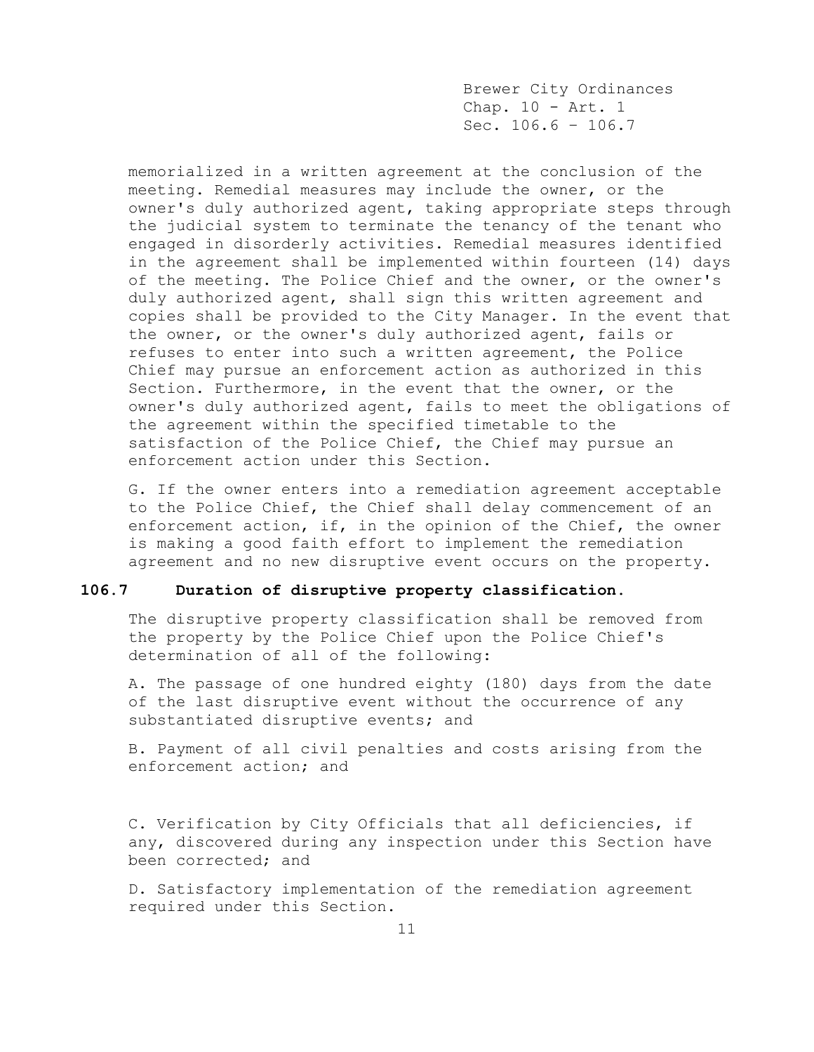memorialized in a written agreement at the conclusion of the meeting. Remedial measures may include the owner, or the owner's duly authorized agent, taking appropriate steps through the judicial system to terminate the tenancy of the tenant who engaged in disorderly activities. Remedial measures identified in the agreement shall be implemented within fourteen (14) days of the meeting. The Police Chief and the owner, or the owner's duly authorized agent, shall sign this written agreement and copies shall be provided to the City Manager. In the event that the owner, or the owner's duly authorized agent, fails or refuses to enter into such a written agreement, the Police Chief may pursue an enforcement action as authorized in this Section. Furthermore, in the event that the owner, or the owner's duly authorized agent, fails to meet the obligations of the agreement within the specified timetable to the satisfaction of the Police Chief, the Chief may pursue an enforcement action under this Section.

G. If the owner enters into a remediation agreement acceptable to the Police Chief, the Chief shall delay commencement of an enforcement action, if, in the opinion of the Chief, the owner is making a good faith effort to implement the remediation agreement and no new disruptive event occurs on the property.

### 106.7 Duration of disruptive property classification.

The disruptive property classification shall be removed from the property by the Police Chief upon the Police Chief's determination of all of the following:

A. The passage of one hundred eighty (180) days from the date of the last disruptive event without the occurrence of any substantiated disruptive events; and

B. Payment of all civil penalties and costs arising from the enforcement action; and

C. Verification by City Officials that all deficiencies, if any, discovered during any inspection under this Section have been corrected; and

D. Satisfactory implementation of the remediation agreement required under this Section.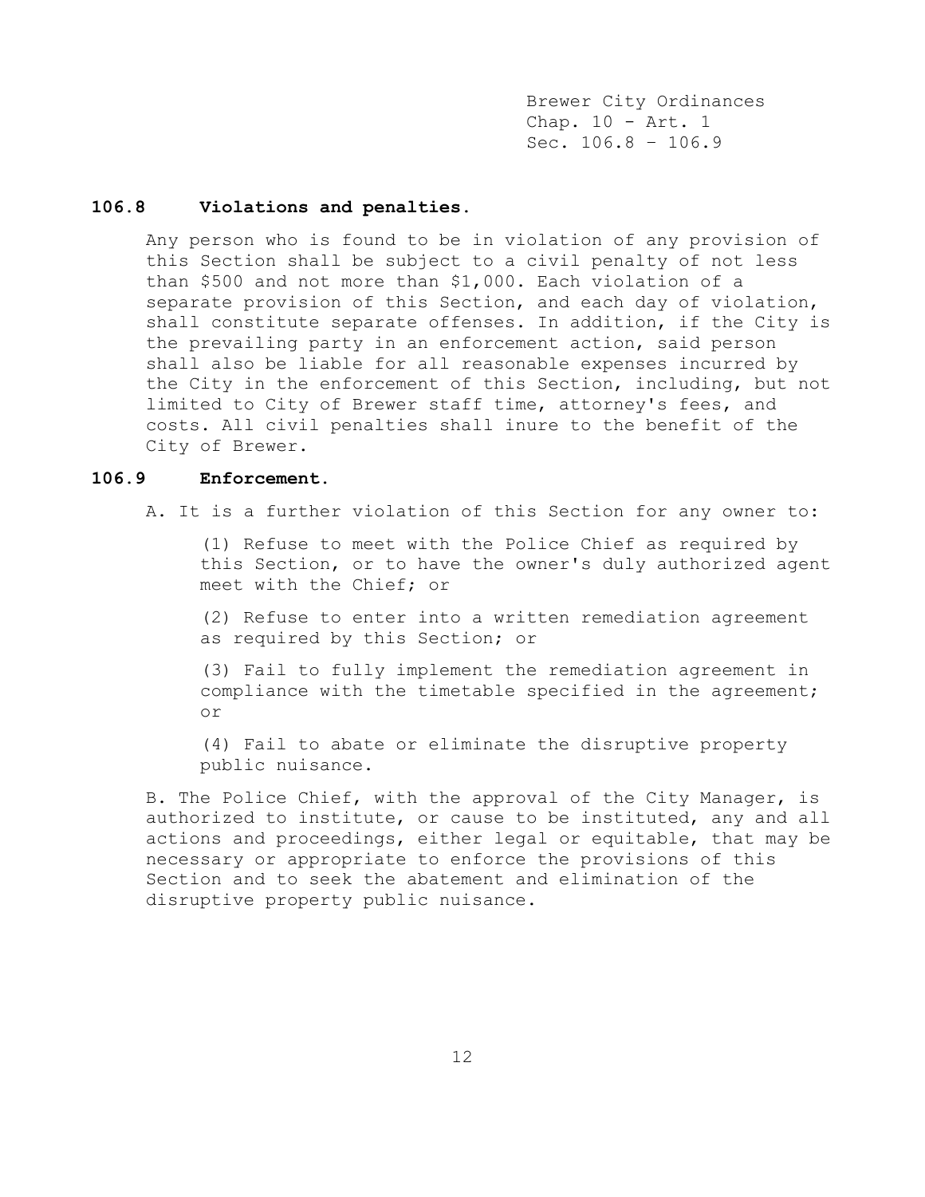### 106.8 Violations and penalties.

Any person who is found to be in violation of any provision of this Section shall be subject to a civil penalty of not less than $500 and not more than $1,000. Each violation of a separate provision of this Section, and each day of violation, shall constitute separate offenses. In addition, if the City is the prevailing party in an enforcement action, said person shall also be liable for all reasonable expenses incurred by the City in the enforcement of this Section, including, but not limited to City of Brewer staff time, attorney's fees, and costs. All civil penalties shall inure to the benefit of the City of Brewer.

### 106.9 Enforcement.

A. It is a further violation of this Section for any owner to:

(1) Refuse to meet with the Police Chief as required by this Section, or to have the owner's duly authorized agent meet with the Chief; or

(2) Refuse to enter into a written remediation agreement as required by this Section; or

(3) Fail to fully implement the remediation agreement in compliance with the timetable specified in the agreement; or

(4) Fail to abate or eliminate the disruptive property public nuisance.

B. The Police Chief, with the approval of the City Manager, is authorized to institute, or cause to be instituted, any and all actions and proceedings, either legal or equitable, that may be necessary or appropriate to enforce the provisions of this Section and to seek the abatement and elimination of the disruptive property public nuisance.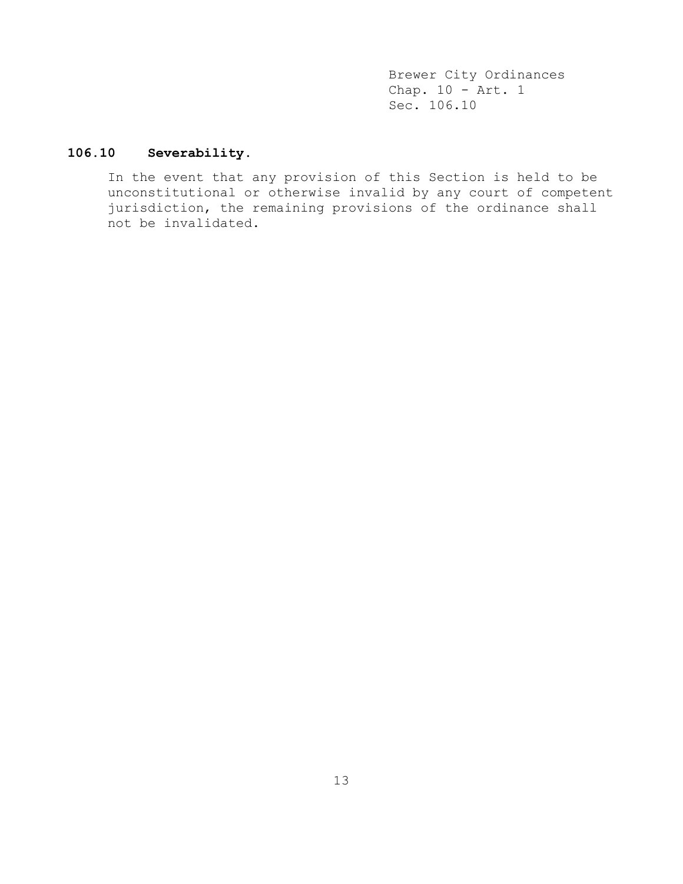### 106.10 Severability.

In the event that any provision of this Section is held to be unconstitutional or otherwise invalid by any court of competent jurisdiction, the remaining provisions of the ordinance shall not be invalidated.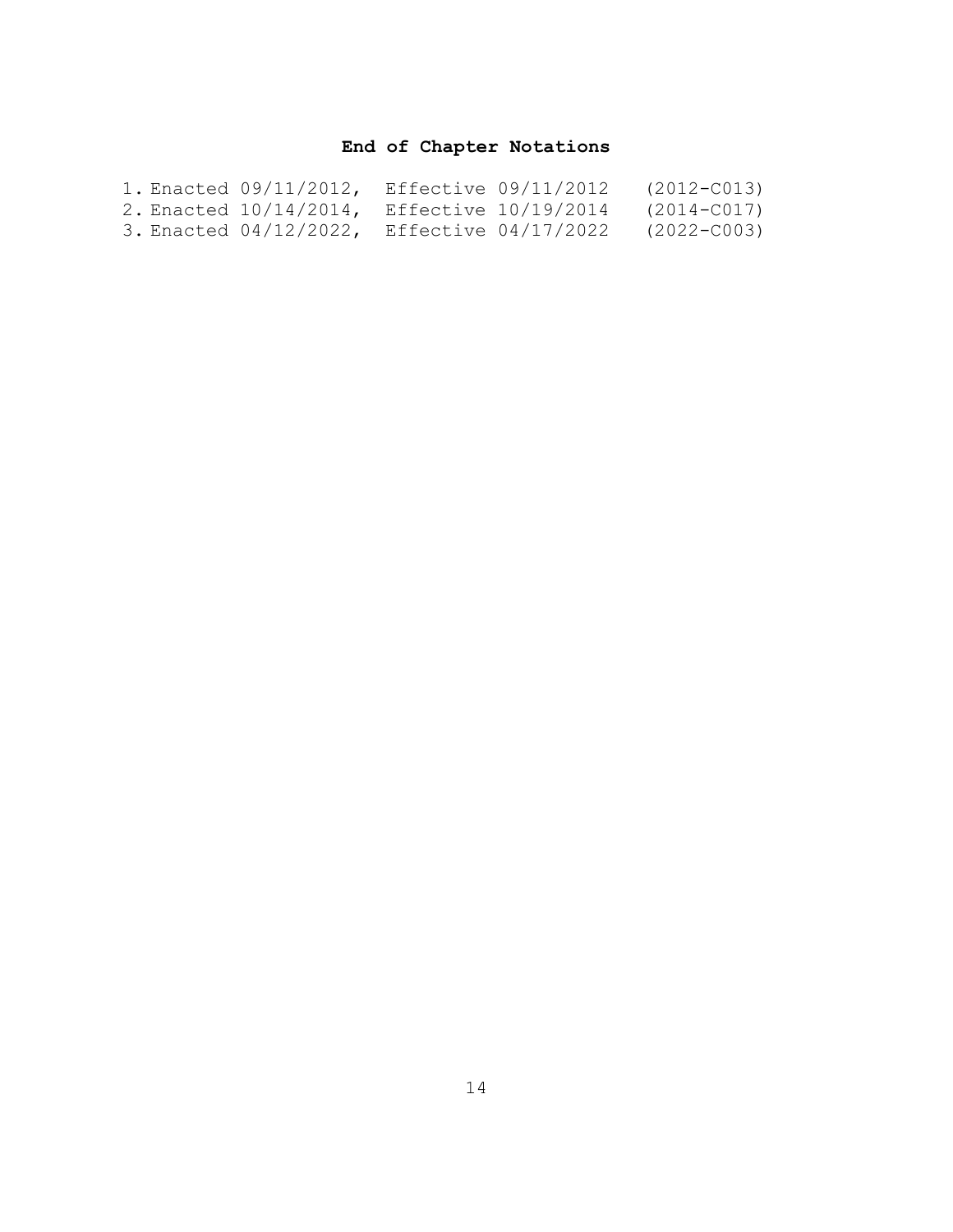## End of Chapter Notations

1. Enacted 09/11/2012, Effective 09/11/2012 (2012-C013)
2. Enacted 10/14/2014, Effective 10/19/2014 (2014-C017)
3. Enacted 04/12/2022, Effective 04/17/2022 (2022-C003)